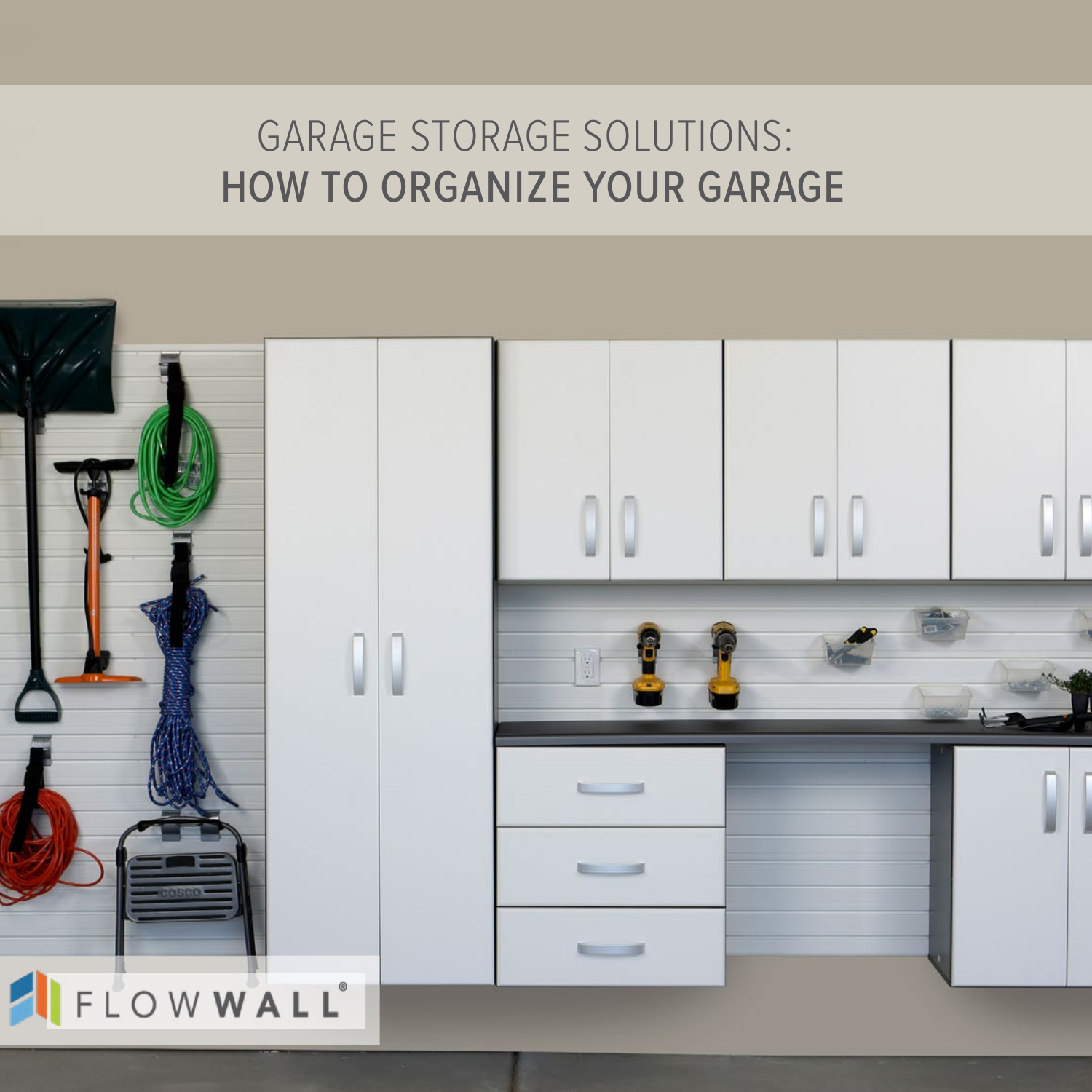# GARAGE STORAGE SOLUTIONS:
# HOW TO ORGANIZE YOUR GARAGE

FLOWWALL®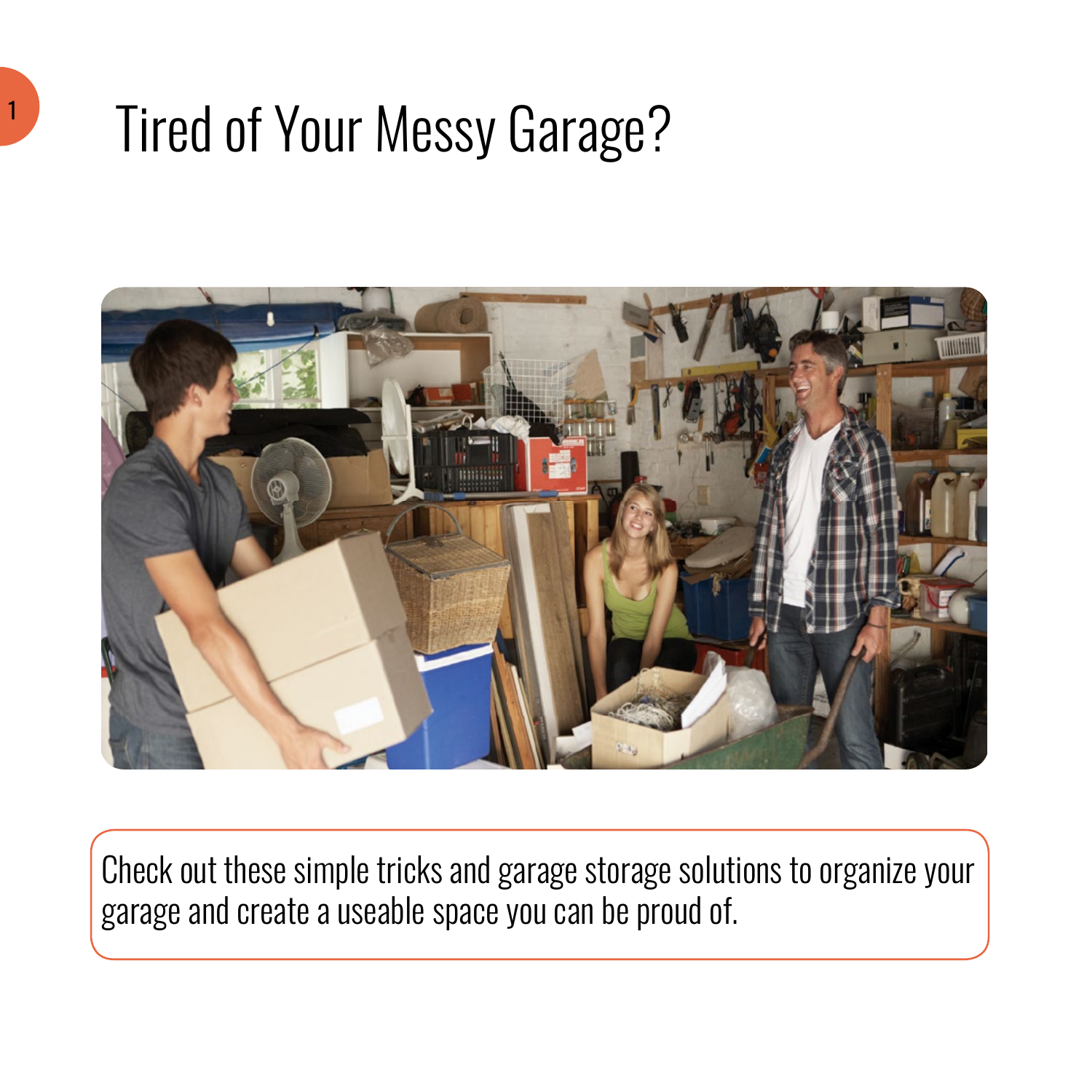# Tired of Your Messy Garage?

Check out these simple tricks and garage storage solutions to organize your garage and create a useable space you can be proud of.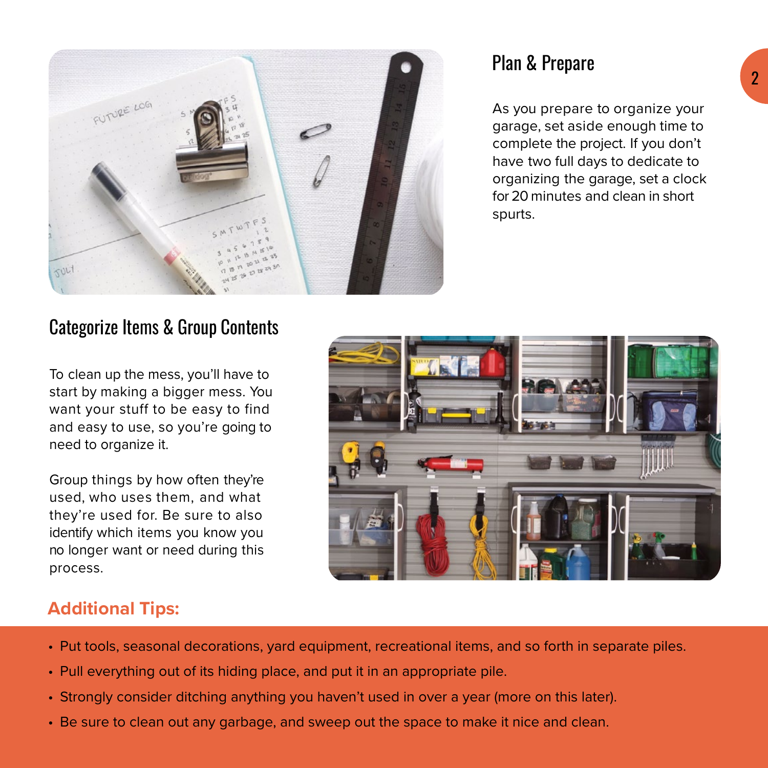## Plan & Prepare

As you prepare to organize your garage, set aside enough time to complete the project. If you don't have two full days to dedicate to organizing the garage, set a clock for 20 minutes and clean in short spurts.

## Categorize Items & Group Contents

To clean up the mess, you'll have to start by making a bigger mess. You want your stuff to be easy to find and easy to use, so you're going to need to organize it.

Group things by how often they're used, who uses them, and what they're used for. Be sure to also identify which items you know you no longer want or need during this process.

### Additional Tips:

- Put tools, seasonal decorations, yard equipment, recreational items, and so forth in separate piles.
- Pull everything out of its hiding place, and put it in an appropriate pile.
- Strongly consider ditching anything you haven't used in over a year (more on this later).
- Be sure to clean out any garbage, and sweep out the space to make it nice and clean.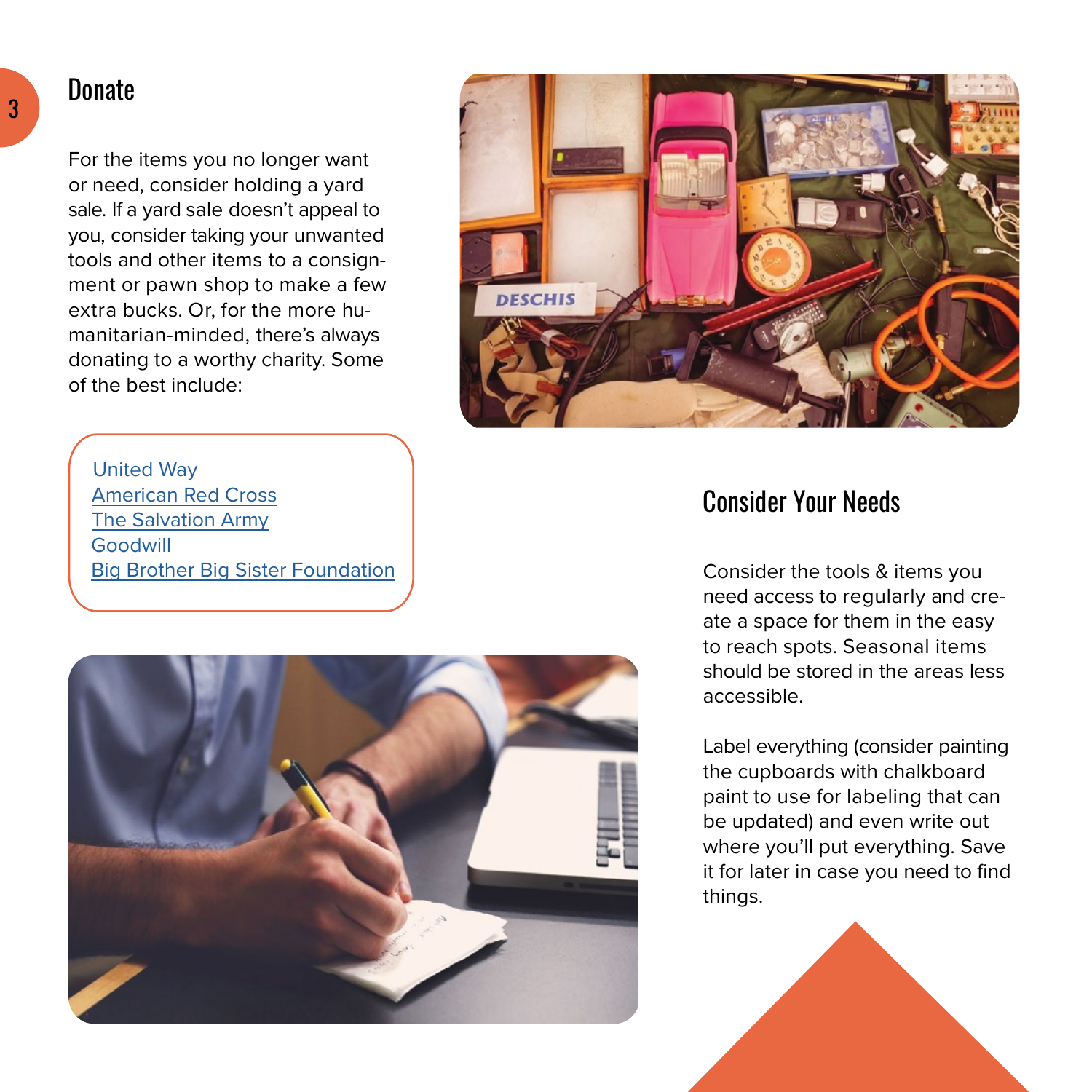## Donate

For the items you no longer want or need, consider holding a yard sale. If a yard sale doesn't appeal to you, consider taking your unwanted tools and other items to a consignment or pawn shop to make a few extra bucks. Or, for the more humanitarian-minded, there's always donating to a worthy charity. Some of the best include:

- United Way
- American Red Cross
- The Salvation Army
- Goodwill
- Big Brother Big Sister Foundation

## Consider Your Needs

Consider the tools & items you need access to regularly and create a space for them in the easy to reach spots. Seasonal items should be stored in the areas less accessible.

Label everything (consider painting the cupboards with chalkboard paint to use for labeling that can be updated) and even write out where you'll put everything. Save it for later in case you need to find things.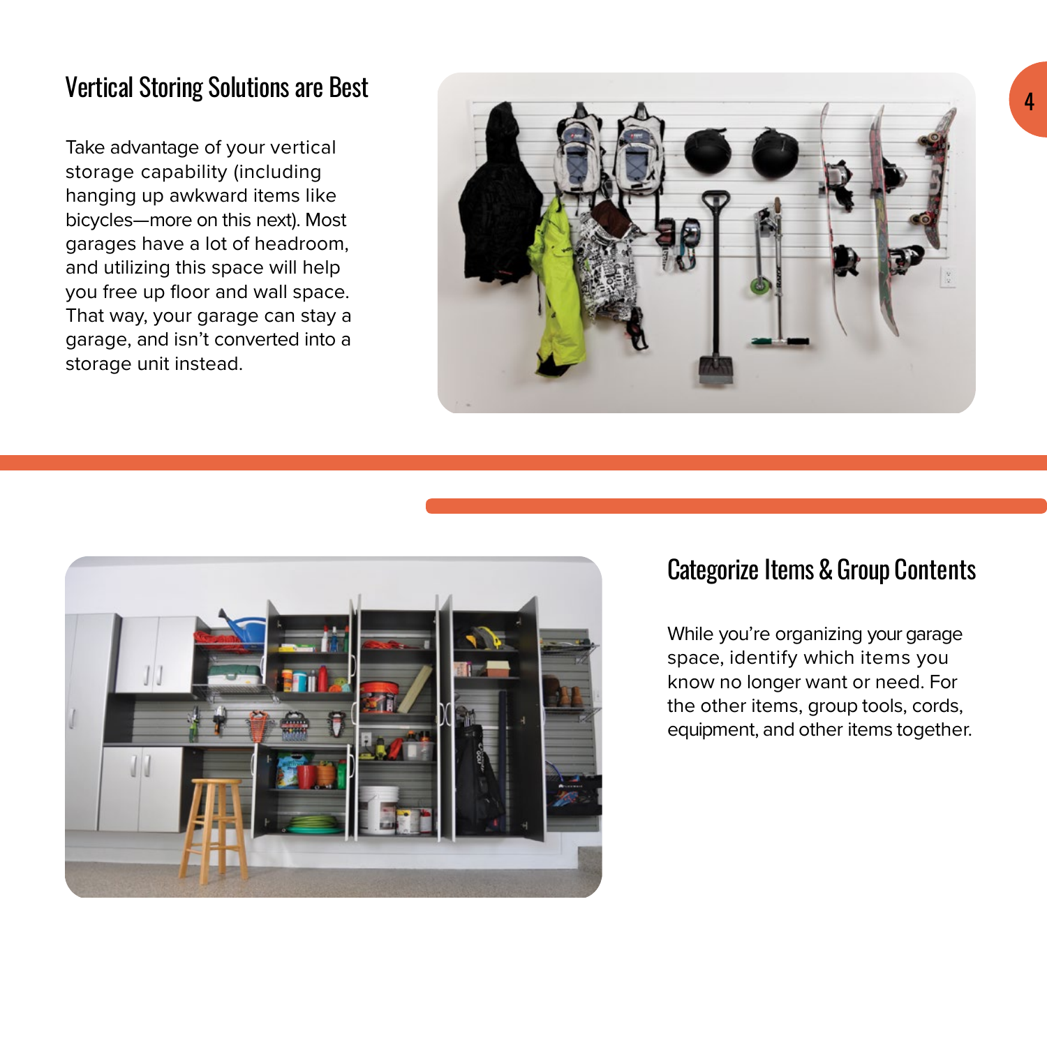## Vertical Storing Solutions are Best

Take advantage of your vertical storage capability (including hanging up awkward items like bicycles—more on this next). Most garages have a lot of headroom, and utilizing this space will help you free up floor and wall space. That way, your garage can stay a garage, and isn't converted into a storage unit instead.

## Categorize Items & Group Contents

While you're organizing your garage space, identify which items you know no longer want or need. For the other items, group tools, cords, equipment, and other items together.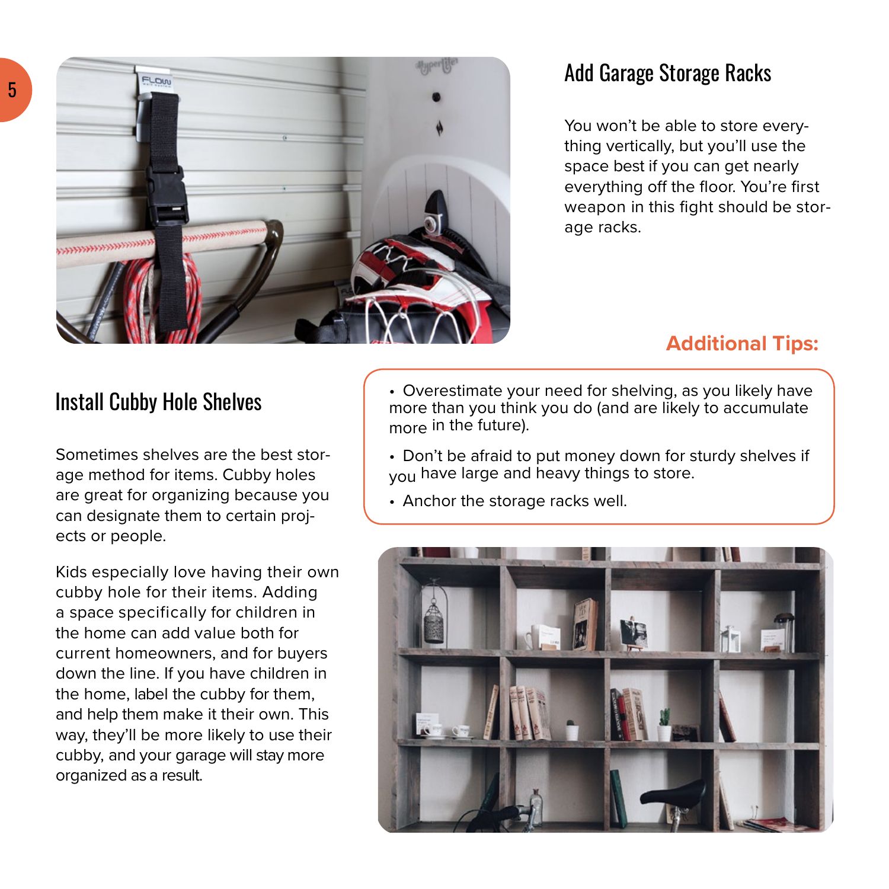## Add Garage Storage Racks

You won't be able to store everything vertically, but you'll use the space best if you can get nearly everything off the floor. You're first weapon in this fight should be storage racks.

**Additional Tips:**

- Overestimate your need for shelving, as you likely have more than you think you do (and are likely to accumulate more in the future).
- Don't be afraid to put money down for sturdy shelves if you have large and heavy things to store.
- Anchor the storage racks well.

## Install Cubby Hole Shelves

Sometimes shelves are the best storage method for items. Cubby holes are great for organizing because you can designate them to certain projects or people.

Kids especially love having their own cubby hole for their items. Adding a space specifically for children in the home can add value both for current homeowners, and for buyers down the line. If you have children in the home, label the cubby for them, and help them make it their own. This way, they'll be more likely to use their cubby, and your garage will stay more organized as a result.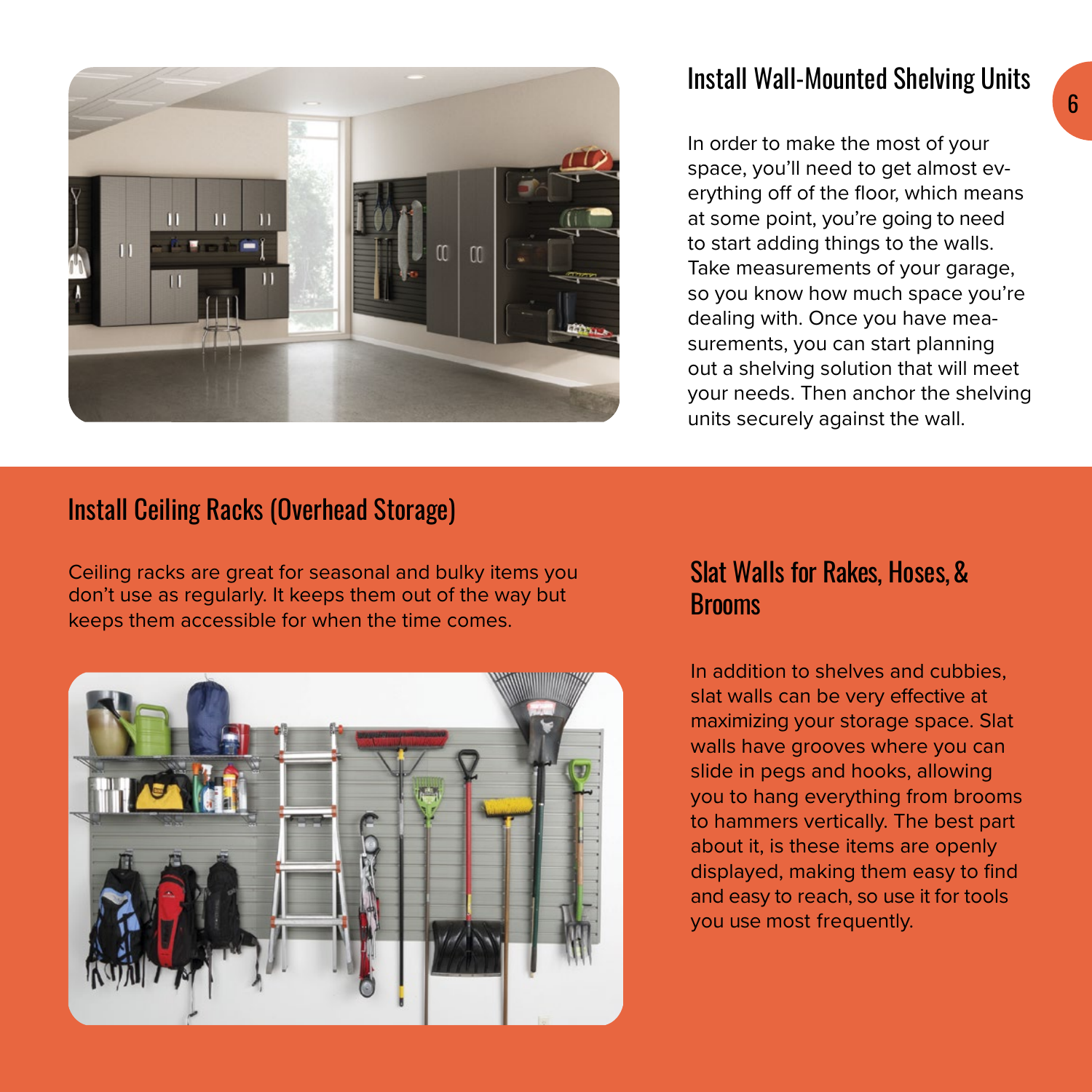## Install Wall-Mounted Shelving Units

In order to make the most of your space, you'll need to get almost everything off of the floor, which means at some point, you're going to need to start adding things to the walls. Take measurements of your garage, so you know how much space you're dealing with. Once you have measurements, you can start planning out a shelving solution that will meet your needs. Then anchor the shelving units securely against the wall.

## Install Ceiling Racks (Overhead Storage)

Ceiling racks are great for seasonal and bulky items you don't use as regularly. It keeps them out of the way but keeps them accessible for when the time comes.

## Slat Walls for Rakes, Hoses, & Brooms

In addition to shelves and cubbies, slat walls can be very effective at maximizing your storage space. Slat walls have grooves where you can slide in pegs and hooks, allowing you to hang everything from brooms to hammers vertically. The best part about it, is these items are openly displayed, making them easy to find and easy to reach, so use it for tools you use most frequently.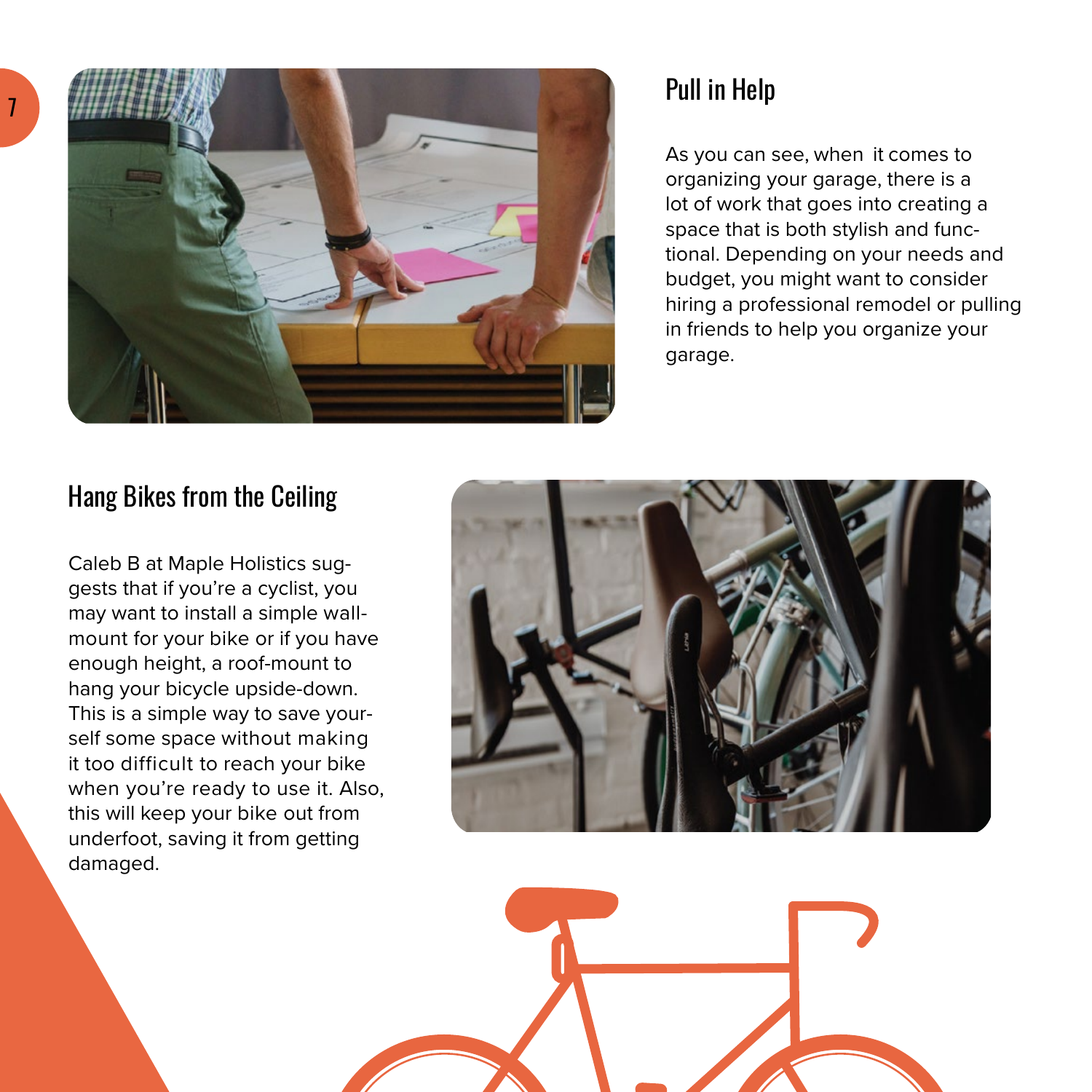## Pull in Help

As you can see, when it comes to organizing your garage, there is a lot of work that goes into creating a space that is both stylish and functional. Depending on your needs and budget, you might want to consider hiring a professional remodel or pulling in friends to help you organize your garage.

## Hang Bikes from the Ceiling

Caleb B at Maple Holistics suggests that if you're a cyclist, you may want to install a simple wall-mount for your bike or if you have enough height, a roof-mount to hang your bicycle upside-down. This is a simple way to save yourself some space without making it too difficult to reach your bike when you're ready to use it. Also, this will keep your bike out from underfoot, saving it from getting damaged.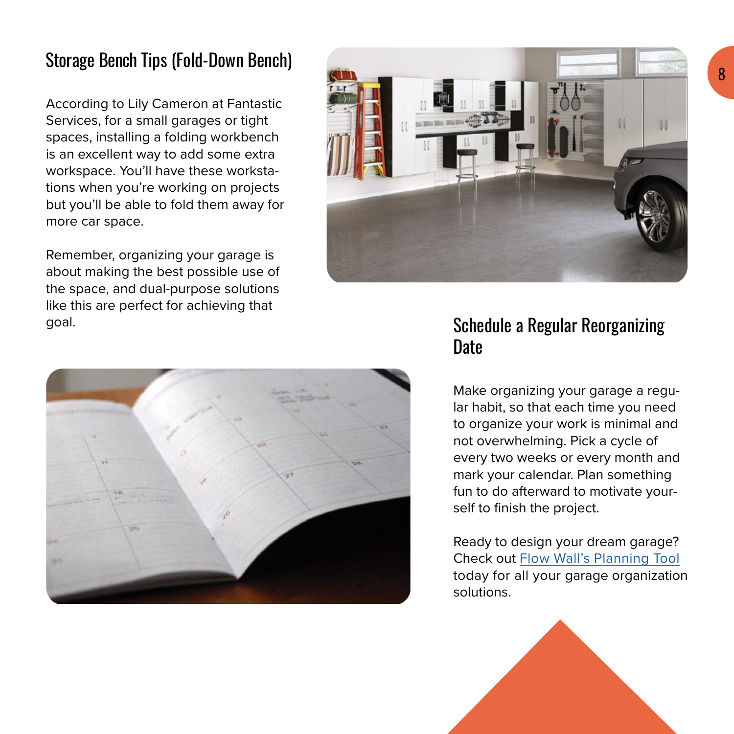## Storage Bench Tips (Fold-Down Bench)

According to Lily Cameron at Fantastic Services, for a small garages or tight spaces, installing a folding workbench is an excellent way to add some extra workspace. You'll have these workstations when you're working on projects but you'll be able to fold them away for more car space.

Remember, organizing your garage is about making the best possible use of the space, and dual-purpose solutions like this are perfect for achieving that goal.

## Schedule a Regular Reorganizing Date

Make organizing your garage a regular habit, so that each time you need to organize your work is minimal and not overwhelming. Pick a cycle of every two weeks or every month and mark your calendar. Plan something fun to do afterward to motivate yourself to finish the project.

Ready to design your dream garage? Check out Flow Wall's Planning Tool today for all your garage organization solutions.